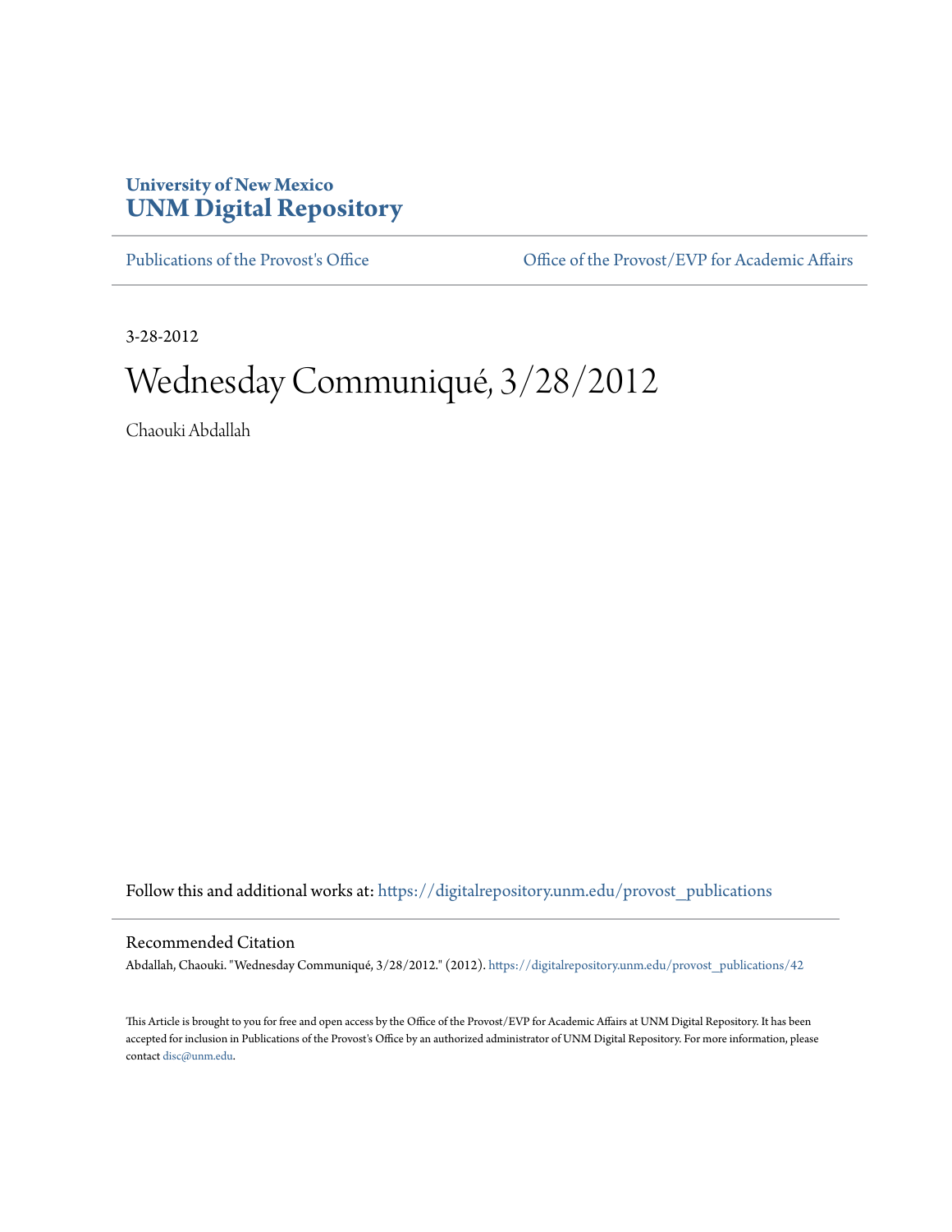University of New Mexico
**UNM Digital Repository**

Publications of the Provost's Office | Office of the Provost/EVP for Academic Affairs

3-28-2012

# Wednesday Communiqué, 3/28/2012

Chaouki Abdallah

Follow this and additional works at: https://digitalrepository.unm.edu/provost_publications

## Recommended Citation

Abdallah, Chaouki. "Wednesday Communiqué, 3/28/2012." (2012). https://digitalrepository.unm.edu/provost_publications/42

This Article is brought to you for free and open access by the Office of the Provost/EVP for Academic Affairs at UNM Digital Repository. It has been accepted for inclusion in Publications of the Provost's Office by an authorized administrator of UNM Digital Repository. For more information, please contact disc@unm.edu.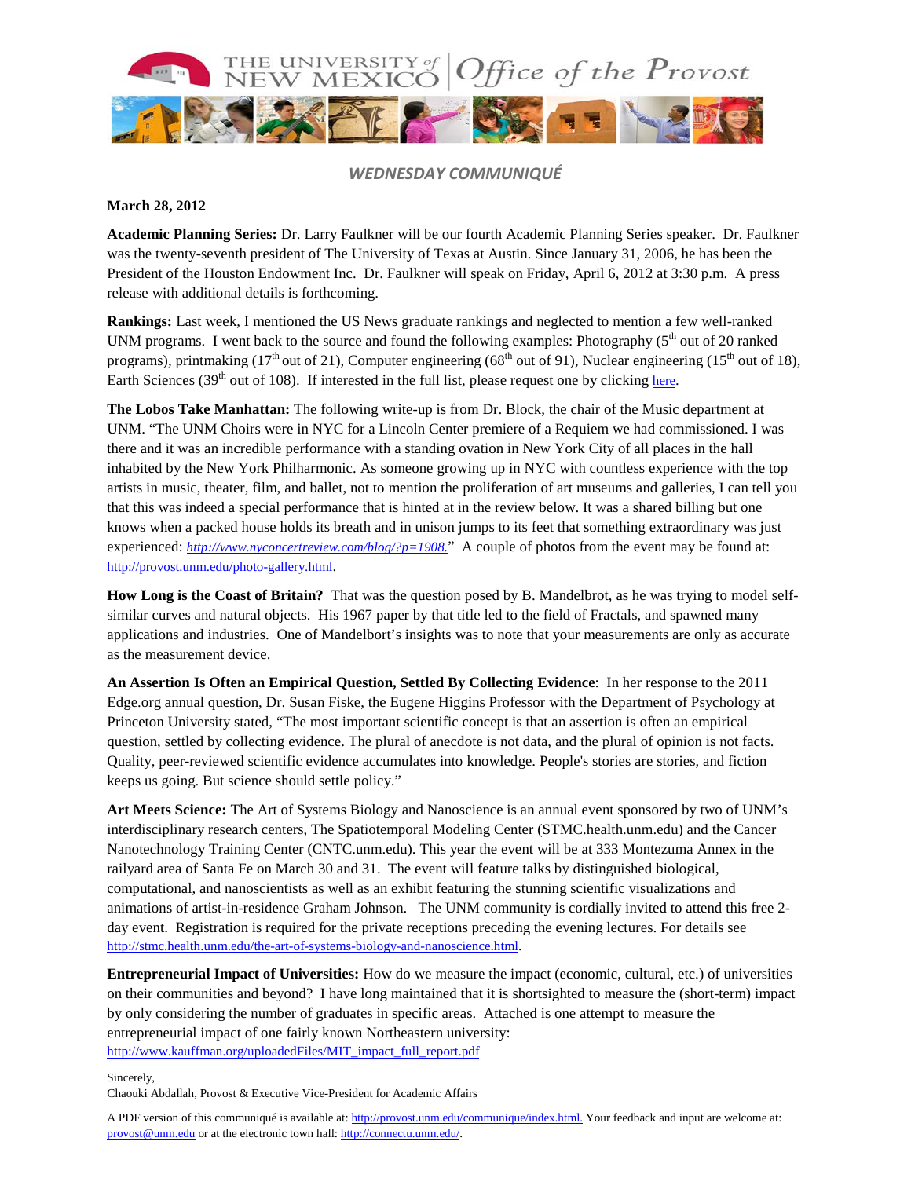# THE UNIVERSITY of NEW MEXICO | Office of the Provost

## *WEDNESDAY COMMUNIQUÉ*

**March 28, 2012**

**Academic Planning Series:** Dr. Larry Faulkner will be our fourth Academic Planning Series speaker. Dr. Faulkner was the twenty-seventh president of The University of Texas at Austin. Since January 31, 2006, he has been the President of the Houston Endowment Inc. Dr. Faulkner will speak on Friday, April 6, 2012 at 3:30 p.m. A press release with additional details is forthcoming.

**Rankings:** Last week, I mentioned the US News graduate rankings and neglected to mention a few well-ranked UNM programs. I went back to the source and found the following examples: Photography (5th out of 20 ranked programs), printmaking (17th out of 21), Computer engineering (68th out of 91), Nuclear engineering (15th out of 18), Earth Sciences (39th out of 108). If interested in the full list, please request one by clicking here.

**The Lobos Take Manhattan:** The following write-up is from Dr. Block, the chair of the Music department at UNM. "The UNM Choirs were in NYC for a Lincoln Center premiere of a Requiem we had commissioned. I was there and it was an incredible performance with a standing ovation in New York City of all places in the hall inhabited by the New York Philharmonic. As someone growing up in NYC with countless experience with the top artists in music, theater, film, and ballet, not to mention the proliferation of art museums and galleries, I can tell you that this was indeed a special performance that is hinted at in the review below. It was a shared billing but one knows when a packed house holds its breath and in unison jumps to its feet that something extraordinary was just experienced: *http://www.nyconcertreview.com/blog/?p=1908.*" A couple of photos from the event may be found at: http://provost.unm.edu/photo-gallery.html.

**How Long is the Coast of Britain?** That was the question posed by B. Mandelbrot, as he was trying to model self-similar curves and natural objects. His 1967 paper by that title led to the field of Fractals, and spawned many applications and industries. One of Mandelbort's insights was to note that your measurements are only as accurate as the measurement device.

**An Assertion Is Often an Empirical Question, Settled By Collecting Evidence**: In her response to the 2011 Edge.org annual question, Dr. Susan Fiske, the Eugene Higgins Professor with the Department of Psychology at Princeton University stated, "The most important scientific concept is that an assertion is often an empirical question, settled by collecting evidence. The plural of anecdote is not data, and the plural of opinion is not facts. Quality, peer-reviewed scientific evidence accumulates into knowledge. People's stories are stories, and fiction keeps us going. But science should settle policy."

**Art Meets Science:** The Art of Systems Biology and Nanoscience is an annual event sponsored by two of UNM's interdisciplinary research centers, The Spatiotemporal Modeling Center (STMC.health.unm.edu) and the Cancer Nanotechnology Training Center (CNTC.unm.edu). This year the event will be at 333 Montezuma Annex in the railyard area of Santa Fe on March 30 and 31. The event will feature talks by distinguished biological, computational, and nanoscientists as well as an exhibit featuring the stunning scientific visualizations and animations of artist-in-residence Graham Johnson. The UNM community is cordially invited to attend this free 2-day event. Registration is required for the private receptions preceding the evening lectures. For details see http://stmc.health.unm.edu/the-art-of-systems-biology-and-nanoscience.html.

**Entrepreneurial Impact of Universities:** How do we measure the impact (economic, cultural, etc.) of universities on their communities and beyond? I have long maintained that it is shortsighted to measure the (short-term) impact by only considering the number of graduates in specific areas. Attached is one attempt to measure the entrepreneurial impact of one fairly known Northeastern university: http://www.kauffman.org/uploadedFiles/MIT_impact_full_report.pdf

Sincerely,
Chaouki Abdallah, Provost & Executive Vice-President for Academic Affairs

A PDF version of this communiqué is available at: http://provost.unm.edu/communique/index.html. Your feedback and input are welcome at: provost@unm.edu or at the electronic town hall: http://connectu.unm.edu/.